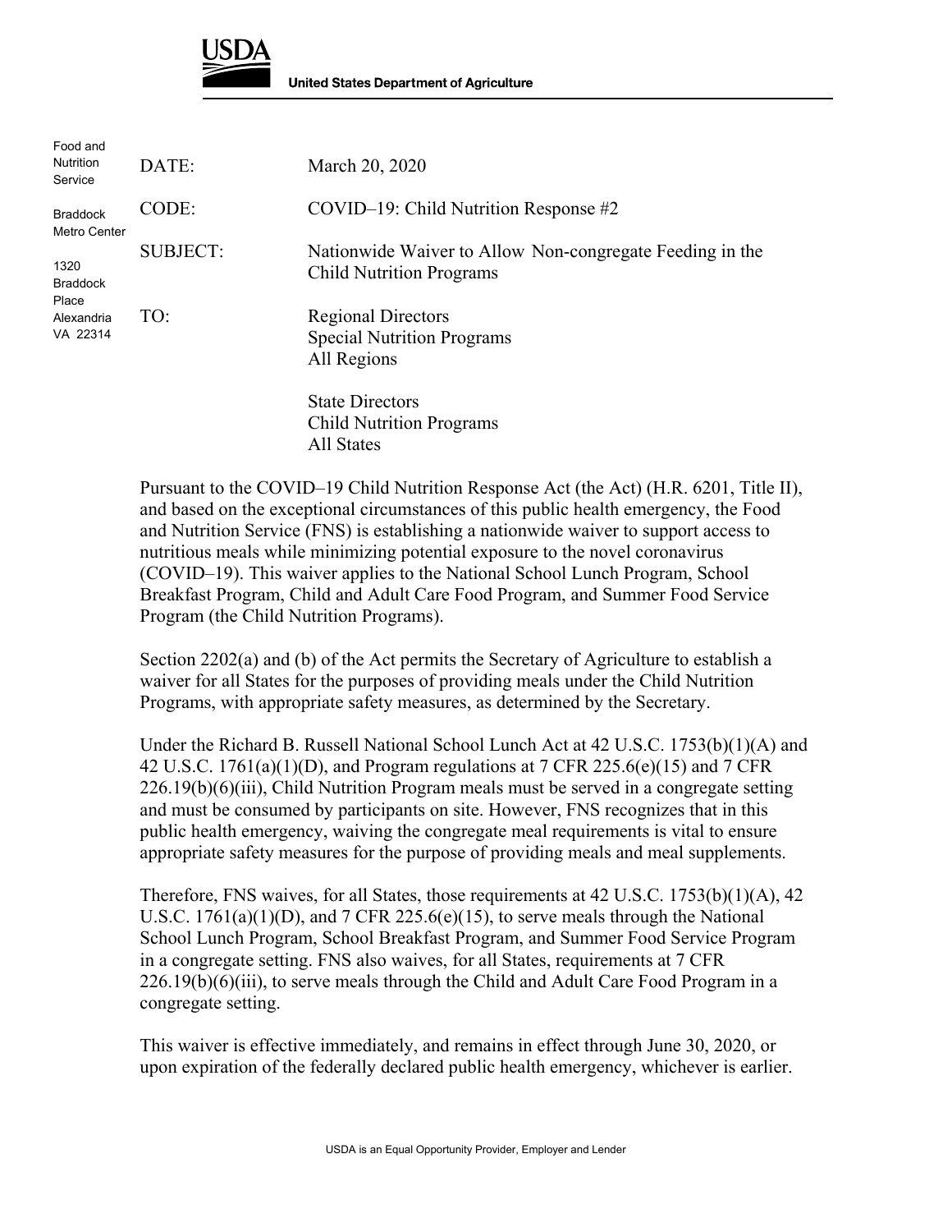**USDA**

**United States Department of Agriculture**

Food and Nutrition Service

Braddock Metro Center

1320 Braddock Place
Alexandria VA 22314

| | |
|---|---|
| DATE: | March 20, 2020 |
| CODE: | COVID–19: Child Nutrition Response #2 |
| SUBJECT: | Nationwide Waiver to Allow Non-congregate Feeding in the Child Nutrition Programs |
| TO: | Regional Directors<br>Special Nutrition Programs<br>All Regions<br><br>State Directors<br>Child Nutrition Programs<br>All States |

Pursuant to the COVID–19 Child Nutrition Response Act (the Act) (H.R. 6201, Title II), and based on the exceptional circumstances of this public health emergency, the Food and Nutrition Service (FNS) is establishing a nationwide waiver to support access to nutritious meals while minimizing potential exposure to the novel coronavirus (COVID–19). This waiver applies to the National School Lunch Program, School Breakfast Program, Child and Adult Care Food Program, and Summer Food Service Program (the Child Nutrition Programs).

Section 2202(a) and (b) of the Act permits the Secretary of Agriculture to establish a waiver for all States for the purposes of providing meals under the Child Nutrition Programs, with appropriate safety measures, as determined by the Secretary.

Under the Richard B. Russell National School Lunch Act at 42 U.S.C. 1753(b)(1)(A) and 42 U.S.C. 1761(a)(1)(D), and Program regulations at 7 CFR 225.6(e)(15) and 7 CFR 226.19(b)(6)(iii), Child Nutrition Program meals must be served in a congregate setting and must be consumed by participants on site. However, FNS recognizes that in this public health emergency, waiving the congregate meal requirements is vital to ensure appropriate safety measures for the purpose of providing meals and meal supplements.

Therefore, FNS waives, for all States, those requirements at 42 U.S.C. 1753(b)(1)(A), 42 U.S.C. 1761(a)(1)(D), and 7 CFR 225.6(e)(15), to serve meals through the National School Lunch Program, School Breakfast Program, and Summer Food Service Program in a congregate setting. FNS also waives, for all States, requirements at 7 CFR 226.19(b)(6)(iii), to serve meals through the Child and Adult Care Food Program in a congregate setting.

This waiver is effective immediately, and remains in effect through June 30, 2020, or upon expiration of the federally declared public health emergency, whichever is earlier.

USDA is an Equal Opportunity Provider, Employer and Lender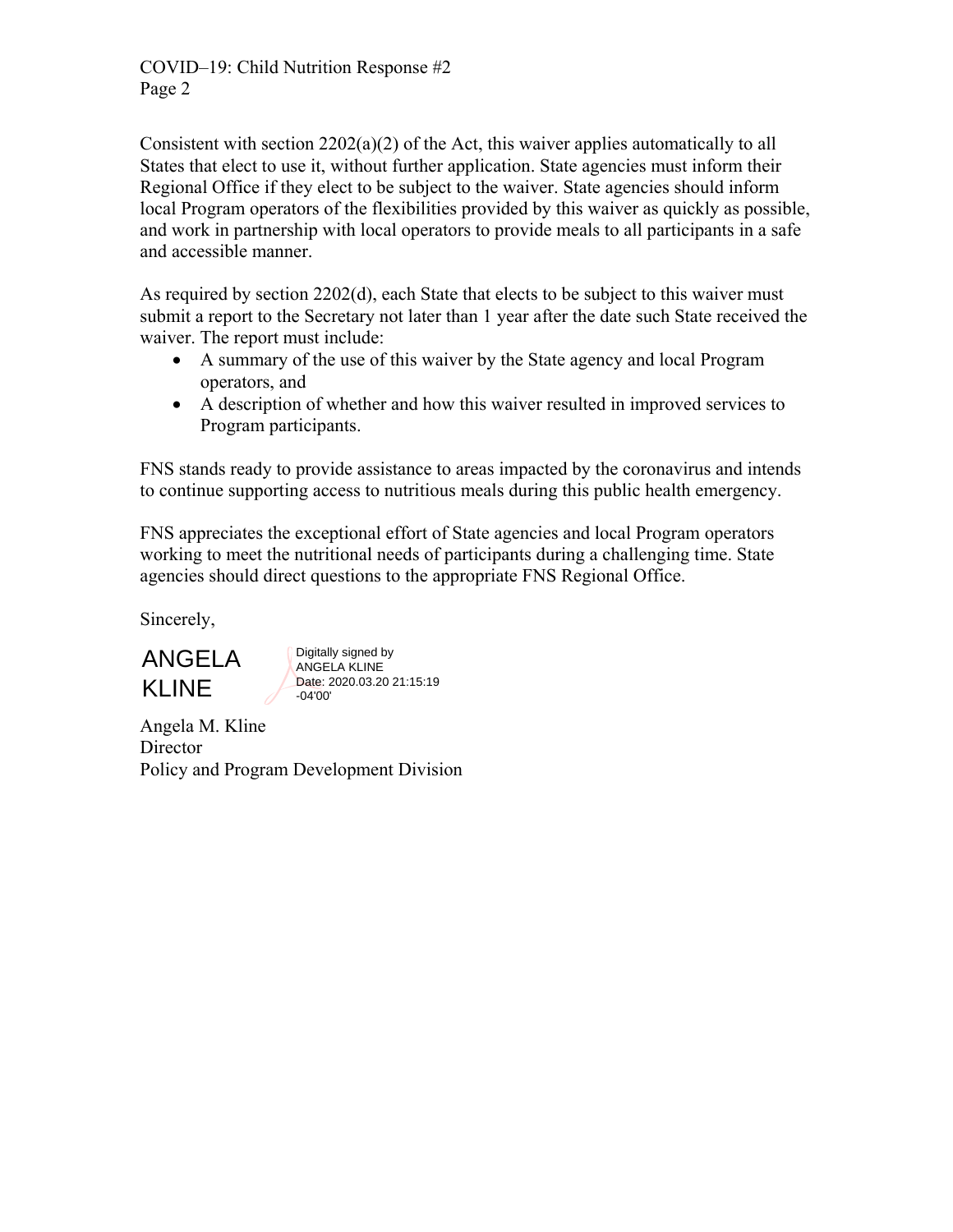Consistent with section 2202(a)(2) of the Act, this waiver applies automatically to all States that elect to use it, without further application. State agencies must inform their Regional Office if they elect to be subject to the waiver. State agencies should inform local Program operators of the flexibilities provided by this waiver as quickly as possible, and work in partnership with local operators to provide meals to all participants in a safe and accessible manner.

As required by section 2202(d), each State that elects to be subject to this waiver must submit a report to the Secretary not later than 1 year after the date such State received the waiver. The report must include:

- A summary of the use of this waiver by the State agency and local Program operators, and
- A description of whether and how this waiver resulted in improved services to Program participants.

FNS stands ready to provide assistance to areas impacted by the coronavirus and intends to continue supporting access to nutritious meals during this public health emergency.

FNS appreciates the exceptional effort of State agencies and local Program operators working to meet the nutritional needs of participants during a challenging time. State agencies should direct questions to the appropriate FNS Regional Office.

Sincerely,

ANGELA KLINE

Digitally signed by ANGELA KLINE
Date: 2020.03.20 21:15:19 -04'00'

Angela M. Kline
Director
Policy and Program Development Division